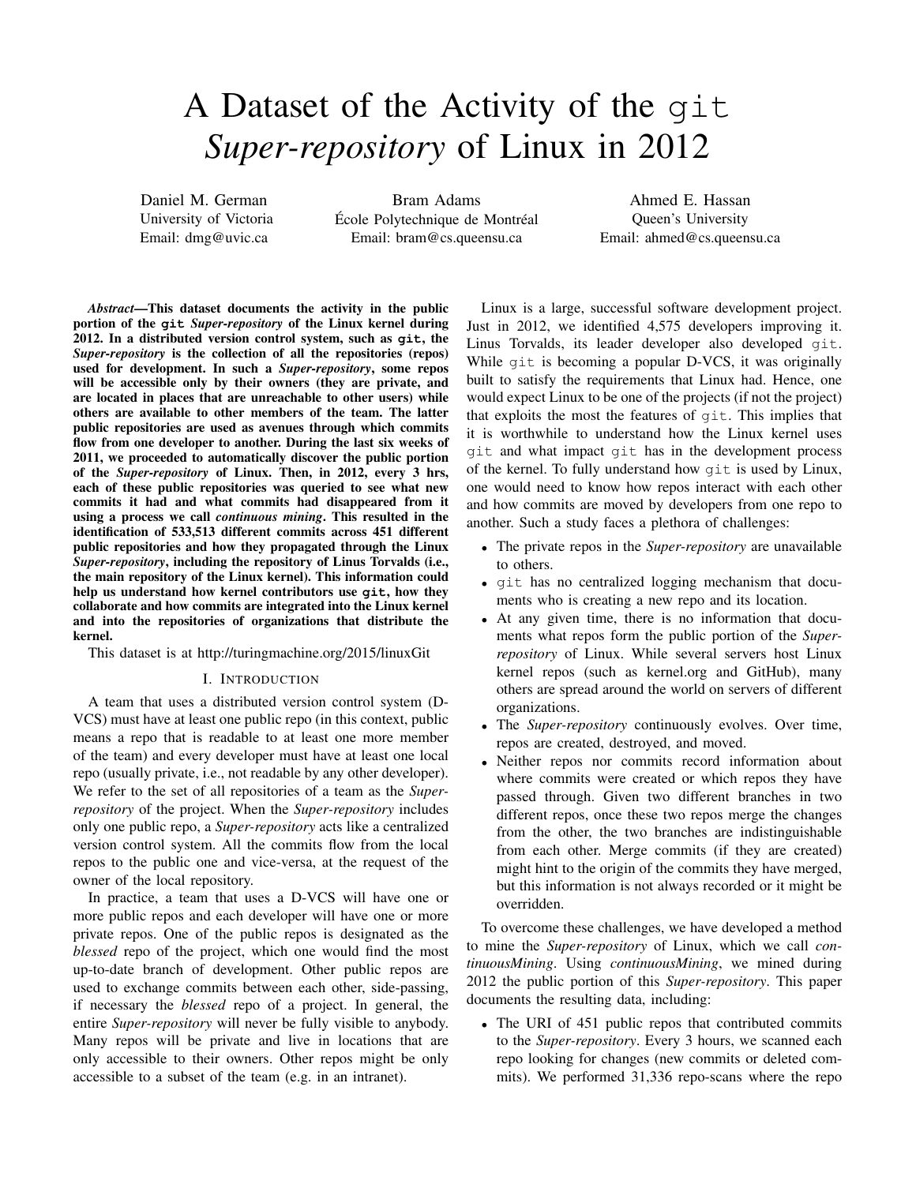# A Dataset of the Activity of the `git` *Super-repository* of Linux in 2012

Daniel M. German
University of Victoria
Email: dmg@uvic.ca

Bram Adams
École Polytechnique de Montréal
Email: bram@cs.queensu.ca

Ahmed E. Hassan
Queen's University
Email: ahmed@cs.queensu.ca

***Abstract*—This dataset documents the activity in the public portion of the `git` *Super-repository* of the Linux kernel during 2012. In a distributed version control system, such as `git`, the *Super-repository* is the collection of all the repositories (repos) used for development. In such a *Super-repository*, some repos will be accessible only by their owners (they are private, and are located in places that are unreachable to other users) while others are available to other members of the team. The latter public repositories are used as avenues through which commits flow from one developer to another. During the last six weeks of 2011, we proceeded to automatically discover the public portion of the *Super-repository* of Linux. Then, in 2012, every 3 hrs, each of these public repositories was queried to see what new commits it had and what commits had disappeared from it using a process we call *continuous mining*. This resulted in the identification of 533,513 different commits across 451 different public repositories and how they propagated through the Linux *Super-repository*, including the repository of Linus Torvalds (i.e., the main repository of the Linux kernel). This information could help us understand how kernel contributors use `git`, how they collaborate and how commits are integrated into the Linux kernel and into the repositories of organizations that distribute the kernel.**

This dataset is at http://turingmachine.org/2015/linuxGit

## I. Introduction

A team that uses a distributed version control system (D-VCS) must have at least one public repo (in this context, public means a repo that is readable to at least one more member of the team) and every developer must have at least one local repo (usually private, i.e., not readable by any other developer). We refer to the set of all repositories of a team as the *Super-repository* of the project. When the *Super-repository* includes only one public repo, a *Super-repository* acts like a centralized version control system. All the commits flow from the local repos to the public one and vice-versa, at the request of the owner of the local repository.

In practice, a team that uses a D-VCS will have one or more public repos and each developer will have one or more private repos. One of the public repos is designated as the *blessed* repo of the project, which one would find the most up-to-date branch of development. Other public repos are used to exchange commits between each other, side-passing, if necessary the *blessed* repo of a project. In general, the entire *Super-repository* will never be fully visible to anybody. Many repos will be private and live in locations that are only accessible to their owners. Other repos might be only accessible to a subset of the team (e.g. in an intranet).

Linux is a large, successful software development project. Just in 2012, we identified 4,575 developers improving it. Linus Torvalds, its leader developer also developed `git`. While `git` is becoming a popular D-VCS, it was originally built to satisfy the requirements that Linux had. Hence, one would expect Linux to be one of the projects (if not the project) that exploits the most the features of `git`. This implies that it is worthwhile to understand how the Linux kernel uses `git` and what impact `git` has in the development process of the kernel. To fully understand how `git` is used by Linux, one would need to know how repos interact with each other and how commits are moved by developers from one repo to another. Such a study faces a plethora of challenges:

- The private repos in the *Super-repository* are unavailable to others.
- `git` has no centralized logging mechanism that documents who is creating a new repo and its location.
- At any given time, there is no information that documents what repos form the public portion of the *Super-repository* of Linux. While several servers host Linux kernel repos (such as kernel.org and GitHub), many others are spread around the world on servers of different organizations.
- The *Super-repository* continuously evolves. Over time, repos are created, destroyed, and moved.
- Neither repos nor commits record information about where commits were created or which repos they have passed through. Given two different branches in two different repos, once these two repos merge the changes from the other, the two branches are indistinguishable from each other. Merge commits (if they are created) might hint to the origin of the commits they have merged, but this information is not always recorded or it might be overridden.

To overcome these challenges, we have developed a method to mine the *Super-repository* of Linux, which we call *continuousMining*. Using *continuousMining*, we mined during 2012 the public portion of this *Super-repository*. This paper documents the resulting data, including:

- The URI of 451 public repos that contributed commits to the *Super-repository*. Every 3 hours, we scanned each repo looking for changes (new commits or deleted commits). We performed 31,336 repo-scans where the repo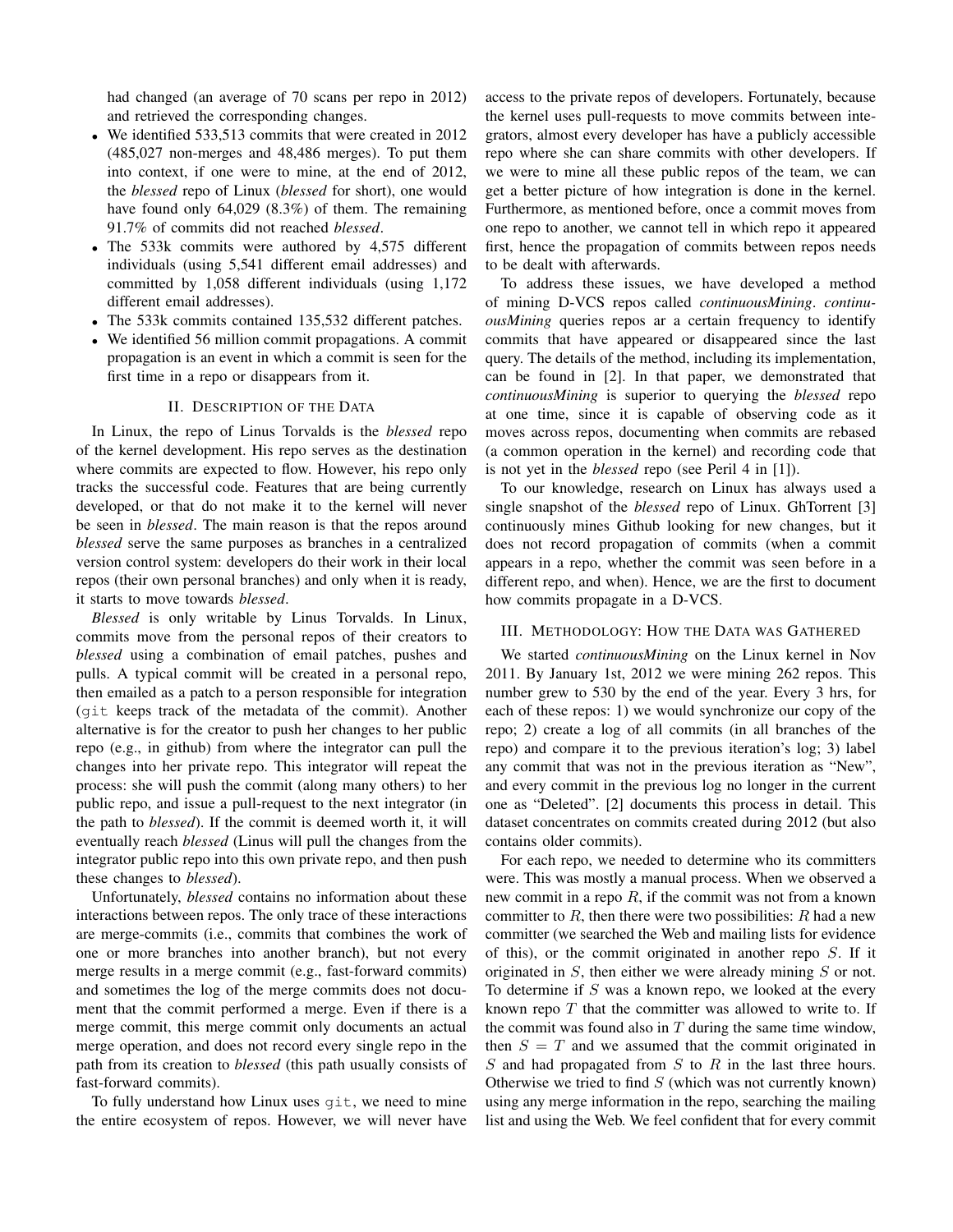had changed (an average of 70 scans per repo in 2012) and retrieved the corresponding changes.

- We identified 533,513 commits that were created in 2012 (485,027 non-merges and 48,486 merges). To put them into context, if one were to mine, at the end of 2012, the *blessed* repo of Linux (*blessed* for short), one would have found only 64,029 (8.3%) of them. The remaining 91.7% of commits did not reached *blessed*.
- The 533k commits were authored by 4,575 different individuals (using 5,541 different email addresses) and committed by 1,058 different individuals (using 1,172 different email addresses).
- The 533k commits contained 135,532 different patches.
- We identified 56 million commit propagations. A commit propagation is an event in which a commit is seen for the first time in a repo or disappears from it.

## II. Description of the Data

In Linux, the repo of Linus Torvalds is the *blessed* repo of the kernel development. His repo serves as the destination where commits are expected to flow. However, his repo only tracks the successful code. Features that are being currently developed, or that do not make it to the kernel will never be seen in *blessed*. The main reason is that the repos around *blessed* serve the same purposes as branches in a centralized version control system: developers do their work in their local repos (their own personal branches) and only when it is ready, it starts to move towards *blessed*.

*Blessed* is only writable by Linus Torvalds. In Linux, commits move from the personal repos of their creators to *blessed* using a combination of email patches, pushes and pulls. A typical commit will be created in a personal repo, then emailed as a patch to a person responsible for integration (`git` keeps track of the metadata of the commit). Another alternative is for the creator to push her changes to her public repo (e.g., in github) from where the integrator can pull the changes into her private repo. This integrator will repeat the process: she will push the commit (along many others) to her public repo, and issue a pull-request to the next integrator (in the path to *blessed*). If the commit is deemed worth it, it will eventually reach *blessed* (Linus will pull the changes from the integrator public repo into this own private repo, and then push these changes to *blessed*).

Unfortunately, *blessed* contains no information about these interactions between repos. The only trace of these interactions are merge-commits (i.e., commits that combines the work of one or more branches into another branch), but not every merge results in a merge commit (e.g., fast-forward commits) and sometimes the log of the merge commits does not document that the commit performed a merge. Even if there is a merge commit, this merge commit only documents an actual merge operation, and does not record every single repo in the path from its creation to *blessed* (this path usually consists of fast-forward commits).

To fully understand how Linux uses `git`, we need to mine the entire ecosystem of repos. However, we will never have access to the private repos of developers. Fortunately, because the kernel uses pull-requests to move commits between integrators, almost every developer has have a publicly accessible repo where she can share commits with other developers. If we were to mine all these public repos of the team, we can get a better picture of how integration is done in the kernel. Furthermore, as mentioned before, once a commit moves from one repo to another, we cannot tell in which repo it appeared first, hence the propagation of commits between repos needs to be dealt with afterwards.

To address these issues, we have developed a method of mining D-VCS repos called *continuousMining*. *continuousMining* queries repos ar a certain frequency to identify commits that have appeared or disappeared since the last query. The details of the method, including its implementation, can be found in [2]. In that paper, we demonstrated that *continuousMining* is superior to querying the *blessed* repo at one time, since it is capable of observing code as it moves across repos, documenting when commits are rebased (a common operation in the kernel) and recording code that is not yet in the *blessed* repo (see Peril 4 in [1]).

To our knowledge, research on Linux has always used a single snapshot of the *blessed* repo of Linux. GhTorrent [3] continuously mines Github looking for new changes, but it does not record propagation of commits (when a commit appears in a repo, whether the commit was seen before in a different repo, and when). Hence, we are the first to document how commits propagate in a D-VCS.

## III. Methodology: How the Data was Gathered

We started *continuousMining* on the Linux kernel in Nov 2011. By January 1st, 2012 we were mining 262 repos. This number grew to 530 by the end of the year. Every 3 hrs, for each of these repos: 1) we would synchronize our copy of the repo; 2) create a log of all commits (in all branches of the repo) and compare it to the previous iteration's log; 3) label any commit that was not in the previous iteration as "New", and every commit in the previous log no longer in the current one as "Deleted". [2] documents this process in detail. This dataset concentrates on commits created during 2012 (but also contains older commits).

For each repo, we needed to determine who its committers were. This was mostly a manual process. When we observed a new commit in a repo $R$, if the commit was not from a known committer to $R$, then there were two possibilities: $R$ had a new committer (we searched the Web and mailing lists for evidence of this), or the commit originated in another repo $S$. If it originated in $S$, then either we were already mining $S$ or not. To determine if $S$ was a known repo, we looked at the every known repo $T$ that the committer was allowed to write to. If the commit was found also in $T$ during the same time window, then $S = T$ and we assumed that the commit originated in $S$ and had propagated from $S$ to $R$ in the last three hours. Otherwise we tried to find $S$ (which was not currently known) using any merge information in the repo, searching the mailing list and using the Web. We feel confident that for every commit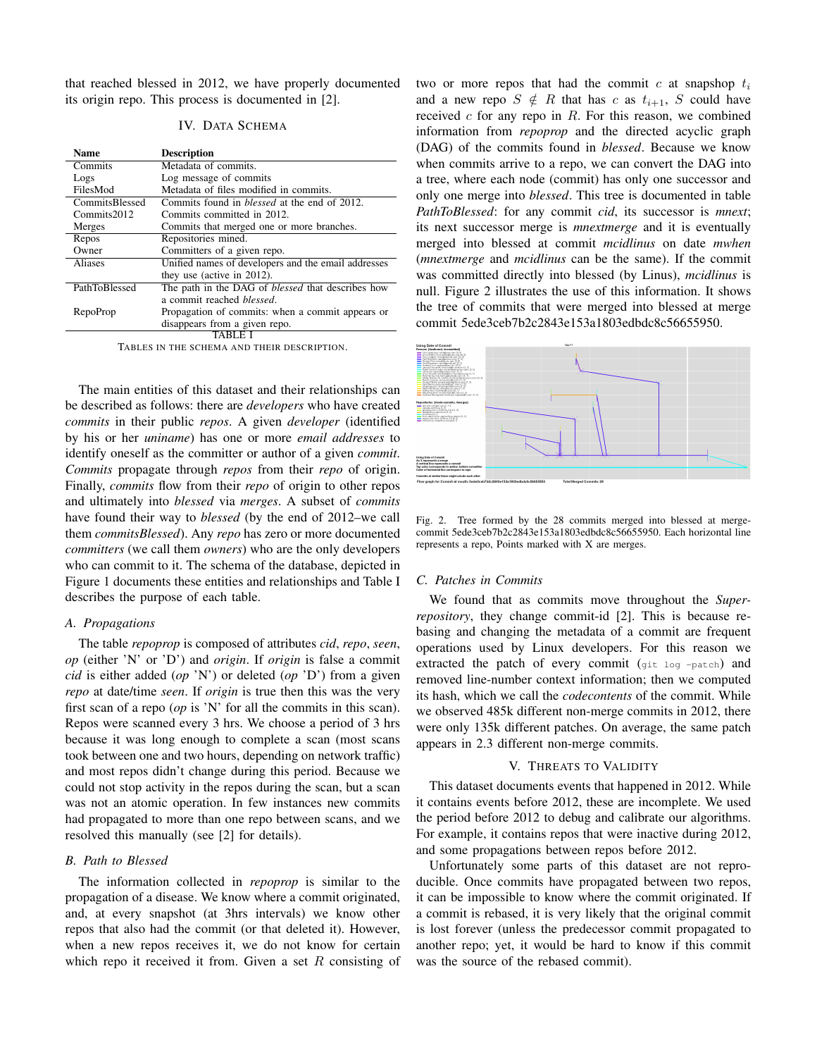that reached blessed in 2012, we have properly documented its origin repo. This process is documented in [2].

## IV. Data Schema

| Name | Description |
|---|---|
| Commits | Metadata of commits. |
| Logs | Log message of commits |
| FilesMod | Metadata of files modified in commits. |
| CommitsBlessed | Commits found in *blessed* at the end of 2012. |
| Commits2012 | Commits committed in 2012. |
| Merges | Commits that merged one or more branches. |
| Repos | Repositories mined. |
| Owner | Committers of a given repo. |
| Aliases | Unified names of developers and the email addresses they use (active in 2012). |
| PathToBlessed | The path in the DAG of *blessed* that describes how a commit reached *blessed*. |
| RepoProp | Propagation of commits: when a commit appears or disappears from a given repo. |

TABLE I
Tables in the schema and their description.

The main entities of this dataset and their relationships can be described as follows: there are *developers* who have created *commits* in their public *repos*. A given *developer* (identified by his or her *uniname*) has one or more *email addresses* to identify oneself as the committer or author of a given *commit*. *Commits* propagate through *repos* from their *repo* of origin. Finally, *commits* flow from their *repo* of origin to other repos and ultimately into *blessed* via *merges*. A subset of *commits* have found their way to *blessed* (by the end of 2012–we call them *commitsBlessed*). Any *repo* has zero or more documented *committers* (we call them *owners*) who are the only developers who can commit to it. The schema of the database, depicted in Figure 1 documents these entities and relationships and Table I describes the purpose of each table.

### A. Propagations

The table *repoprop* is composed of attributes *cid*, *repo*, *seen*, *op* (either 'N' or 'D') and *origin*. If *origin* is false a commit *cid* is either added (*op* 'N') or deleted (*op* 'D') from a given *repo* at date/time *seen*. If *origin* is true then this was the very first scan of a repo (*op* is 'N' for all the commits in this scan). Repos were scanned every 3 hrs. We choose a period of 3 hrs because it was long enough to complete a scan (most scans took between one and two hours, depending on network traffic) and most repos didn't change during this period. Because we could not stop activity in the repos during the scan, but a scan was not an atomic operation. In few instances new commits had propagated to more than one repo between scans, and we resolved this manually (see [2] for details).

### B. Path to Blessed

The information collected in *repoprop* is similar to the propagation of a disease. We know where a commit originated, and, at every snapshot (at 3hrs intervals) we know other repos that also had the commit (or that deleted it). However, when a new repos receives it, we do not know for certain which repo it received it from. Given a set $R$ consisting of two or more repos that had the commit $c$ at snapshop $t_i$ and a new repo $S \notin R$ that has $c$ as $t_{i+1}$, $S$ could have received $c$ for any repo in $R$. For this reason, we combined information from *repoprop* and the directed acyclic graph (DAG) of the commits found in *blessed*. Because we know when commits arrive to a repo, we can convert the DAG into a tree, where each node (commit) has only one successor and only one merge into *blessed*. This tree is documented in table *PathToBlessed*: for any commit *cid*, its successor is *mnext*; its next successor merge is *mnextmerge* and it is eventually merged into blessed at commit *mcidlinus* on date *mwhen* (*mnextmerge* and *mcidlinus* can be the same). If the commit was committed directly into blessed (by Linus), *mcidlinus* is null. Figure 2 illustrates the use of this information. It shows the tree of commits that were merged into blessed at merge commit 5ede3ceb7b2c2843e153a1803edbdc8c56655950.

Fig. 2. Tree formed by the 28 commits merged into blessed at merge-commit 5ede3ceb7b2c2843e153a1803edbdc8c56655950. Each horizontal line represents a repo, Points marked with X are merges.

### C. Patches in Commits

We found that as commits move throughout the *Super-repository*, they change commit-id [2]. This is because re-basing and changing the metadata of a commit are frequent operations used by Linux developers. For this reason we extracted the patch of every commit (`git log -patch`) and removed line-number context information; then we computed its hash, which we call the *codecontents* of the commit. While we observed 485k different non-merge commits in 2012, there were only 135k different patches. On average, the same patch appears in 2.3 different non-merge commits.

## V. Threats to Validity

This dataset documents events that happened in 2012. While it contains events before 2012, these are incomplete. We used the period before 2012 to debug and calibrate our algorithms. For example, it contains repos that were inactive during 2012, and some propagations between repos before 2012.

Unfortunately some parts of this dataset are not reproducible. Once commits have propagated between two repos, it can be impossible to know where the commit originated. If a commit is rebased, it is very likely that the original commit is lost forever (unless the predecessor commit propagated to another repo; yet, it would be hard to know if this commit was the source of the rebased commit).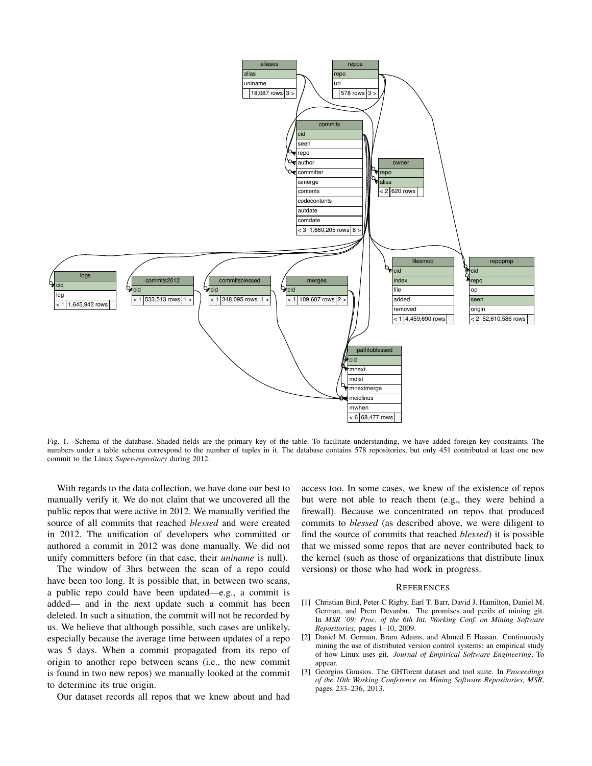aliases
alias
uniname
18,087 rows 3 >

repos
repo
uri
578 rows 3 >

commits
cid
seen
repo
author
committer
ismerge
contents
codecontents
autdate
comdate
< 3 1,660,205 rows 8 >

owner
repo
alias
< 2 620 rows

logs
cid
log
< 1 1,645,942 rows

commits2012
cid
< 1 533,513 rows 1 >

commitsblessed
cid
< 1 348,095 rows 1 >

merges
cid
< 1 109,607 rows 2 >

filesmod
cid
index
file
added
removed
< 1 4,459,690 rows

repoprop
cid
repo
op
seen
origin
< 2 52,610,586 rows

pathtoblessed
cid
mnext
mdist
mnextmerge
mcidlinus
mwhen
< 6 68,477 rows

Fig. 1. Schema of the database. Shaded fields are the primary key of the table. To facilitate understanding, we have added foreign key constraints. The numbers under a table schema correspond to the number of tuples in it. The database contains 578 repositories, but only 451 contributed at least one new commit to the Linux *Super-repository* during 2012.

With regards to the data collection, we have done our best to manually verify it. We do not claim that we uncovered all the public repos that were active in 2012. We manually verified the source of all commits that reached *blessed* and were created in 2012. The unification of developers who committed or authored a commit in 2012 was done manually. We did not unify committers before (in that case, their *uniname* is null).

The window of 3hrs between the scan of a repo could have been too long. It is possible that, in between two scans, a public repo could have been updated—e.g., a commit is added— and in the next update such a commit has been deleted. In such a situation, the commit will not be recorded by us. We believe that although possible, such cases are unlikely, especially because the average time between updates of a repo was 5 days. When a commit propagated from its repo of origin to another repo between scans (i.e., the new commit is found in two new repos) we manually looked at the commit to determine its true origin.

Our dataset records all repos that we knew about and had access too. In some cases, we knew of the existence of repos but were not able to reach them (e.g., they were behind a firewall). Because we concentrated on repos that produced commits to *blessed* (as described above, we were diligent to find the source of commits that reached *blessed*) it is possible that we missed some repos that are never contributed back to the kernel (such as those of organizations that distribute linux versions) or those who had work in progress.

## References

[1] Christian Bird, Peter C Rigby, Earl T. Barr, David J. Hamilton, Daniel M. German, and Prem Devanbu. The promises and perils of mining git. In *MSR '09: Proc. of the 6th Int. Working Conf. on Mining Software Repositories*, pages 1–10, 2009.

[2] Daniel M. German, Bram Adams, and Ahmed E Hassan. Continuously mining the use of distributed version control systems: an empirical study of how Linux uses git. *Journal of Empirical Software Engineering*, To appear.

[3] Georgios Gousios. The GHTorent dataset and tool suite. In *Proceedings of the 10th Working Conference on Mining Software Repositories, MSR*, pages 233–236, 2013.